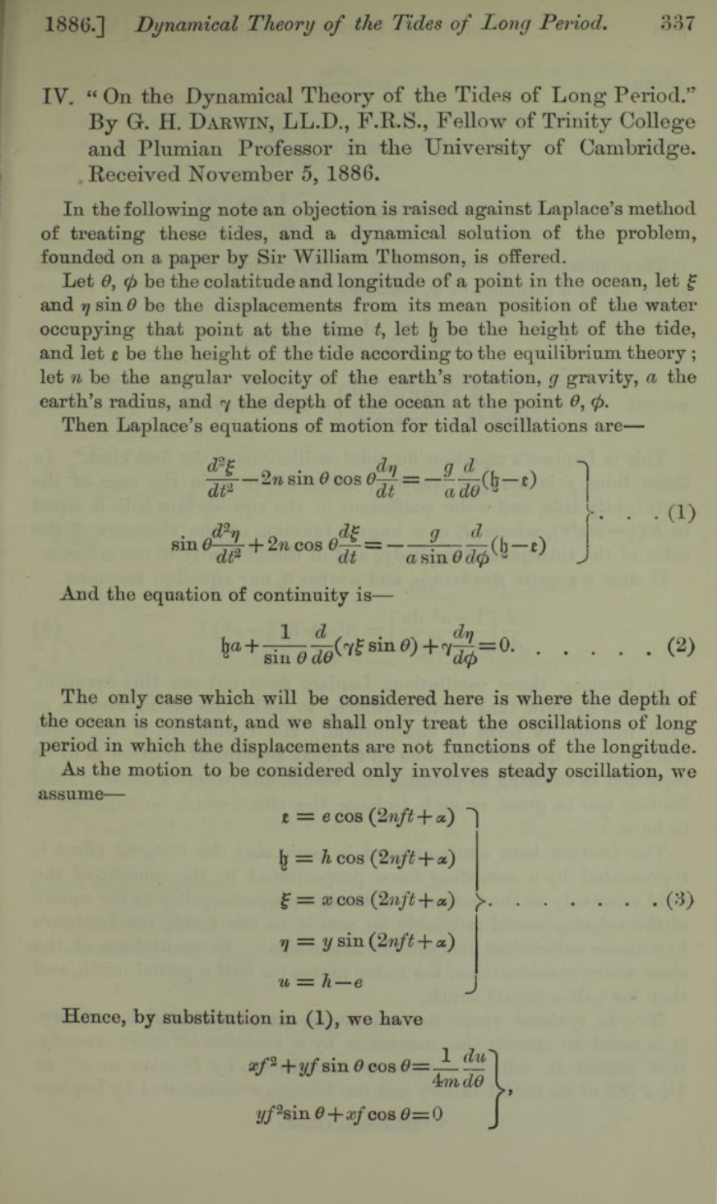IV. "On the Dynamical Theory of the Tides of Long Period." By G. H. DARWIN, LL.D., F.R.S., Fellow of Trinity College and Plumian Professor in the University of Cambridge. Received November 5, 1886.

In the following note an objection is raised against Laplace's method of treating these tides, and a dynamical solution of the problem, founded on a paper by Sir William Thomson, is offered.

Let $\theta$, $\phi$ be the colatitude and longitude of a point in the ocean, let $\xi$ and $\eta \sin\theta$ be the displacements from its mean position of the water occupying that point at the time $t$, let $\mathfrak{h}$ be the height of the tide, and let $\mathfrak{e}$ be the height of the tide according to the equilibrium theory; let $n$ be the angular velocity of the earth's rotation, $g$ gravity, $a$ the earth's radius, and $\gamma$ the depth of the ocean at the point $\theta$, $\phi$.

Then Laplace's equations of motion for tidal oscillations are—

$$\left.\begin{aligned} \frac{d^2\xi}{dt^2} - 2n\sin\theta\cos\theta\frac{d\eta}{dt} &= -\frac{g}{a}\frac{d}{d\theta}(\mathfrak{h}-\mathfrak{e}) \\ \sin\theta\frac{d^2\eta}{dt^2} + 2n\cos\theta\frac{d\xi}{dt} &= -\frac{g}{a\sin\theta}\frac{d}{d\phi}(\mathfrak{h}-\mathfrak{e}) \end{aligned}\right\} \quad . \quad . \quad . \quad (1)$$

And the equation of continuity is—

$$\mathfrak{h}a + \frac{1}{\sin\theta}\frac{d}{d\theta}(\gamma\xi\sin\theta) + \gamma\frac{d\eta}{d\phi} = 0. \quad . \quad . \quad . \quad . \quad . \quad (2)$$

The only case which will be considered here is where the depth of the ocean is constant, and we shall only treat the oscillations of long period in which the displacements are not functions of the longitude.

As the motion to be considered only involves steady oscillation, we assume—

$$\left.\begin{aligned} \mathfrak{e} &= e\cos(2nft+\alpha) \\ \mathfrak{h} &= h\cos(2nft+\alpha) \\ \xi &= x\cos(2nft+\alpha) \\ \eta &= y\sin(2nft+\alpha) \\ u &= h-e \end{aligned}\right\} \quad . \quad . \quad . \quad . \quad . \quad . \quad . \quad (3)$$

Hence, by substitution in (1), we have

$$\left.\begin{aligned} xf^2 + yf\sin\theta\cos\theta &= \frac{1}{4m}\frac{du}{d\theta} \\ yf^2\sin\theta + xf\cos\theta &= 0 \end{aligned}\right\},$$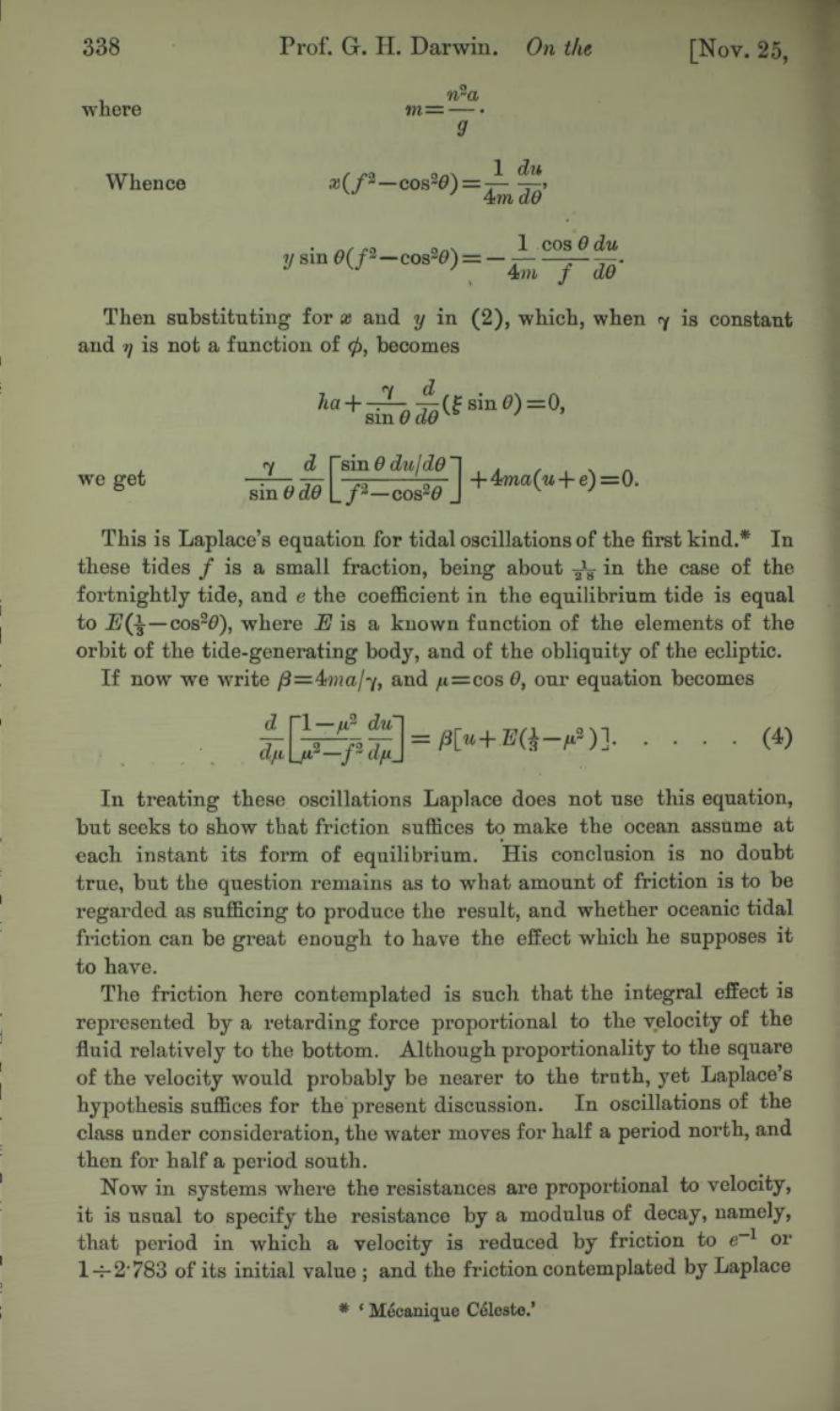where $$m = \frac{n^2 a}{g}.$$

Whence $$x(f^2 - \cos^2\theta) = \frac{1}{4m}\frac{du}{d\theta},$$

$$y \sin\theta (f^2 - \cos^2\theta) = -\frac{1}{4m}\frac{\cos\theta}{f}\frac{du}{d\theta}.$$

Then substituting for $x$ and $y$ in (2), which, when $\gamma$ is constant and $\eta$ is not a function of $\phi$, becomes

$$ha + \frac{\gamma}{\sin\theta}\frac{d}{d\theta}(\xi \sin\theta) = 0,$$

we get $$\frac{\gamma}{\sin\theta}\frac{d}{d\theta}\left[\frac{\sin\theta \, du/d\theta}{f^2 - \cos^2\theta}\right] + 4ma(u + e) = 0.$$

This is Laplace's equation for tidal oscillations of the first kind.* In these tides $f$ is a small fraction, being about $\frac{1}{28}$ in the case of the fortnightly tide, and $e$ the coefficient in the equilibrium tide is equal to $E(\frac{1}{3} - \cos^2\theta)$, where $E$ is a known function of the elements of the orbit of the tide-generating body, and of the obliquity of the ecliptic.

If now we write $\beta = 4ma/\gamma$, and $\mu = \cos\theta$, our equation becomes

$$\frac{d}{d\mu}\left[\frac{1-\mu^2}{\mu^2 - f^2}\frac{du}{d\mu}\right] = \beta[u + E(\tfrac{1}{3} - \mu^2)]. \quad . \quad . \quad . \quad (4)$$

In treating these oscillations Laplace does not use this equation, but seeks to show that friction suffices to make the ocean assume at each instant its form of equilibrium. His conclusion is no doubt true, but the question remains as to what amount of friction is to be regarded as sufficing to produce the result, and whether oceanic tidal friction can be great enough to have the effect which he supposes it to have.

The friction here contemplated is such that the integral effect is represented by a retarding force proportional to the velocity of the fluid relatively to the bottom. Although proportionality to the square of the velocity would probably be nearer to the truth, yet Laplace's hypothesis suffices for the present discussion. In oscillations of the class under consideration, the water moves for half a period north, and then for half a period south.

Now in systems where the resistances are proportional to velocity, it is usual to specify the resistance by a modulus of decay, namely, that period in which a velocity is reduced by friction to $e^{-1}$ or $1 \div 2{\cdot}783$ of its initial value; and the friction contemplated by Laplace

* 'Mécanique Céleste.'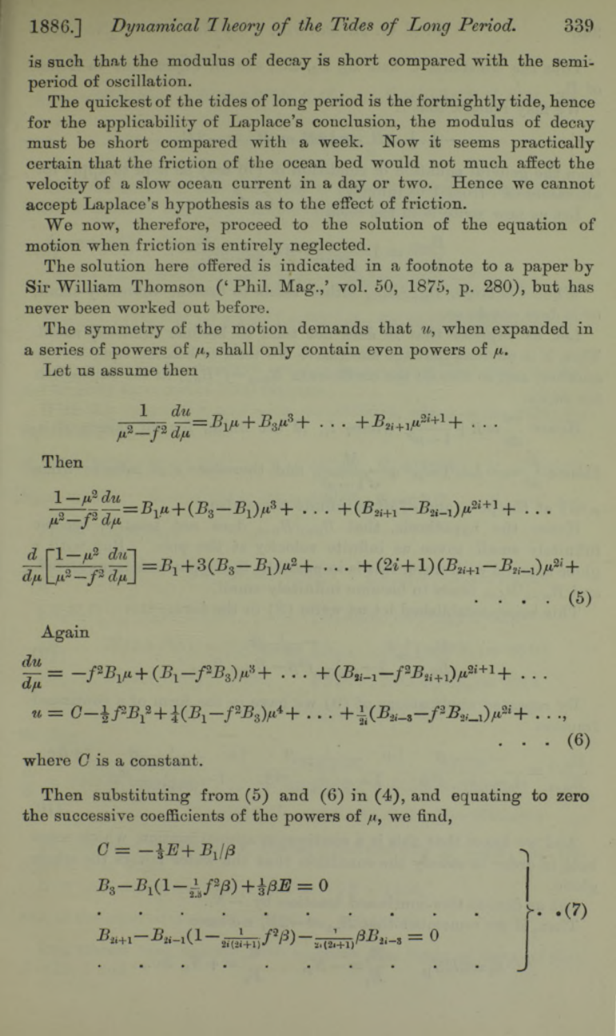is such that the modulus of decay is short compared with the semi-period of oscillation.

The quickest of the tides of long period is the fortnightly tide, hence for the applicability of Laplace's conclusion, the modulus of decay must be short compared with a week. Now it seems practically certain that the friction of the ocean bed would not much affect the velocity of a slow ocean current in a day or two. Hence we cannot accept Laplace's hypothesis as to the effect of friction.

We now, therefore, proceed to the solution of the equation of motion when friction is entirely neglected.

The solution here offered is indicated in a footnote to a paper by Sir William Thomson ('Phil. Mag.,' vol. 50, 1875, p. 280), but has never been worked out before.

The symmetry of the motion demands that $u$, when expanded in a series of powers of $\mu$, shall only contain even powers of $\mu$.

Let us assume then

$$\frac{1}{\mu^2-f^2}\frac{du}{d\mu}=B_1\mu+B_3\mu^3+\ldots+B_{2i+1}\mu^{2i+1}+\ldots$$

Then

$$\frac{1-\mu^2}{\mu^2-f^2}\frac{du}{d\mu}=B_1\mu+(B_3-B_1)\mu^3+\ldots+(B_{2i+1}-B_{2i-1})\mu^{2i+1}+\ldots$$

$$\frac{d}{d\mu}\left[\frac{1-\mu^2}{\mu^2-f^2}\frac{du}{d\mu}\right]=B_1+3(B_3-B_1)\mu^2+\ldots+(2i+1)(B_{2i+1}-B_{2i-1})\mu^{2i}+\ldots \quad (5)$$

Again

$$\frac{du}{d\mu}=-f^2B_1\mu+(B_1-f^2B_3)\mu^3+\ldots+(B_{2i-1}-f^2B_{2i+1})\mu^{2i+1}+\ldots$$

$$u=C-\tfrac{1}{2}f^2B_1{}^2+\tfrac{1}{4}(B_1-f^2B_3)\mu^4+\ldots+\tfrac{1}{2i}(B_{2i-3}-f^2B_{2i-1})\mu^{2i}+\ldots, \quad (6)$$

where $C$ is a constant.

Then substituting from (5) and (6) in (4), and equating to zero the successive coefficients of the powers of $\mu$, we find,

$$\left.\begin{aligned}
&C=-\tfrac{1}{3}E+B_1/\beta\\
&B_3-B_1(1-\tfrac{1}{2\cdot3}f^2\beta)+\tfrac{1}{3}\beta E=0\\
&\quad\cdot\quad\cdot\quad\cdot\quad\cdot\quad\cdot\quad\cdot\quad\cdot\quad\cdot\\
&B_{2i+1}-B_{2i-1}(1-\tfrac{1}{2i(2i+1)}f^2\beta)-\tfrac{1}{2i(2i+1)}\beta B_{2i-3}=0\\
&\quad\cdot\quad\cdot\quad\cdot\quad\cdot\quad\cdot\quad\cdot\quad\cdot\quad\cdot
\end{aligned}\right\} \quad (7)$$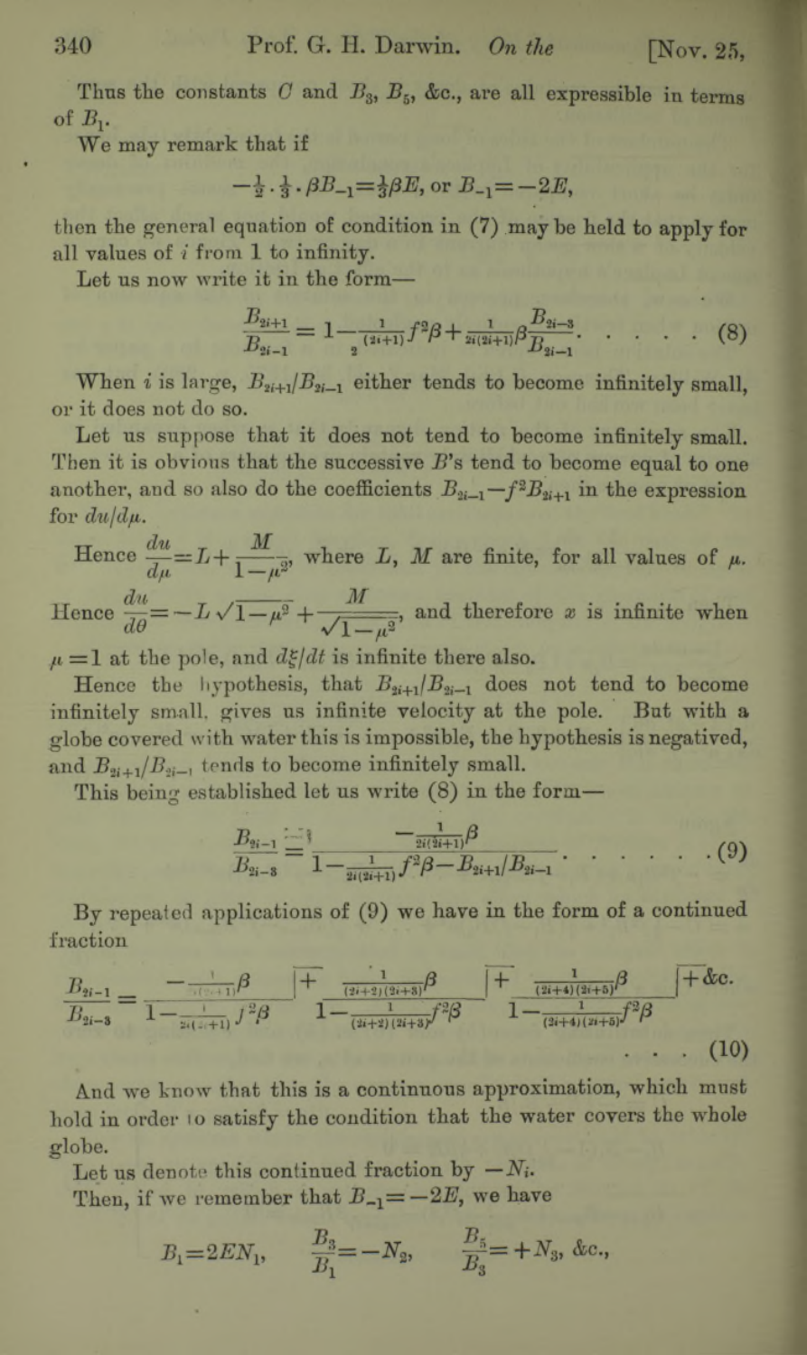Thus the constants $C$ and $B_3$, $B_5$, &c., are all expressible in terms of $B_1$.

We may remark that if

$$-\tfrac{1}{2}\cdot\tfrac{1}{3}\cdot\beta B_{-1}=\tfrac{1}{3}\beta E, \text{ or } B_{-1}=-2E,$$

then the general equation of condition in (7) may be held to apply for all values of $i$ from 1 to infinity.

Let us now write it in the form—

$$\frac{B_{2i+1}}{B_{2i-1}}=1-\frac{1}{2(2i+1)}f^2\beta+\frac{1}{2i(2i+1)}\beta\frac{B_{2i-3}}{B_{2i-1}}. \quad \ldots \quad (8)$$

When $i$ is large, $B_{2i+1}/B_{2i-1}$ either tends to become infinitely small, or it does not do so.

Let us suppose that it does not tend to become infinitely small. Then it is obvious that the successive $B$'s tend to become equal to one another, and so also do the coefficients $B_{2i-1}-f^2B_{2i+1}$ in the expression for $du/d\mu$.

Hence $\dfrac{du}{d\mu}=L+\dfrac{M}{1-\mu^2}$, where $L$, $M$ are finite, for all values of $\mu$.

Hence $\dfrac{du}{d\theta}=-L\sqrt{1-\mu^2}+\dfrac{M}{\sqrt{1-\mu^2}}$, and therefore $x$ is infinite when $\mu=1$ at the pole, and $d\xi/dt$ is infinite there also.

Hence the hypothesis, that $B_{2i+1}/B_{2i-1}$ does not tend to become infinitely small, gives us infinite velocity at the pole. But with a globe covered with water this is impossible, the hypothesis is negatived, and $B_{2i+1}/B_{2i-1}$ tends to become infinitely small.

This being established let us write (8) in the form—

$$\frac{B_{2i-1}}{B_{2i-3}}=\frac{-\frac{1}{2i(2i+1)}\beta}{1-\frac{1}{2i(2i+1)}f^2\beta-B_{2i+1}/B_{2i-1}}. \quad \ldots \quad (9)$$

By repeated applications of (9) we have in the form of a continued fraction

$$\frac{B_{2i-1}}{B_{2i-3}}=\frac{-\frac{1}{2i(2i+1)}\beta}{1-\frac{1}{2i(2i+1)}f^2\beta}\;\underline{|+}\;\frac{\frac{1}{(2i+2)(2i+3)}\beta}{1-\frac{1}{(2i+2)(2i+3)}f^2\beta}\;\underline{|+}\;\frac{\frac{1}{(2i+4)(2i+5)}\beta}{1-\frac{1}{(2i+4)(2i+5)}f^2\beta}\;\underline{|+}\;\&\text{c}. \quad \ldots \quad (10)$$

And we know that this is a continuous approximation, which must hold in order to satisfy the condition that the water covers the whole globe.

Let us denote this continued fraction by $-N_i$.

Then, if we remember that $B_{-1}=-2E$, we have

$$B_1=2EN_1, \quad \frac{B_3}{B_1}=-N_2, \quad \frac{B_5}{B_3}=+N_3, \text{ \&c.,}$$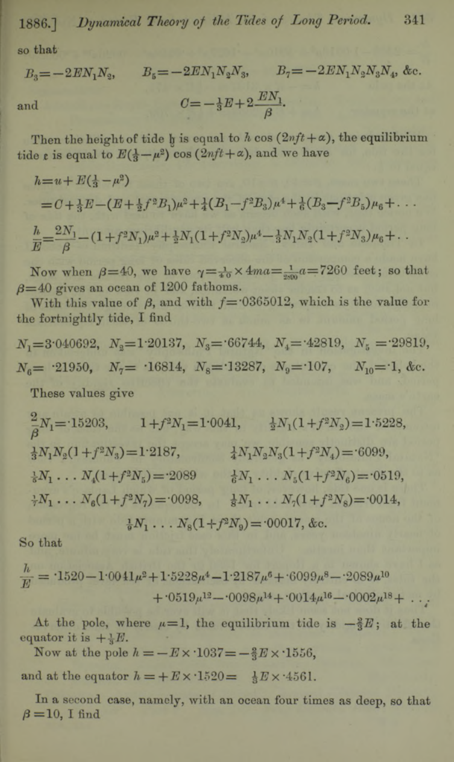so that

$$B_3 = -2EN_1N_2, \qquad B_5 = -2EN_1N_2N_3, \qquad B_7 = -2EN_1N_2N_3N_4, \text{ \&c.}$$

and

$$C = -\tfrac{1}{3}E + 2\frac{EN_1}{\beta}.$$

Then the height of tide $\mathfrak{h}$ is equal to $h\cos(2nft+\alpha)$, the equilibrium tide $\mathfrak{e}$ is equal to $E(\frac{1}{3}-\mu^2)\cos(2nft+\alpha)$, and we have

$$\begin{aligned} h &= u + E(\tfrac{1}{3}-\mu^2) \\ &= C + \tfrac{1}{3}E - (E + \tfrac{1}{2}f^2B_1)\mu^2 + \tfrac{1}{4}(B_1 - f^2B_3)\mu^4 + \tfrac{1}{6}(B_3 - f^2B_5)\mu_6 + \ldots \end{aligned}$$

$$\frac{h}{E} = \frac{2N_1}{\beta} - (1+f^2N_1)\mu^2 + \tfrac{1}{2}N_1(1+f^2N_2)\mu^4 - \tfrac{1}{3}N_1N_2(1+f^2N_3)\mu_6 + \ldots$$

Now when $\beta = 40$, we have $\gamma = \frac{1}{40}\times 4ma = \frac{1}{2890}a = 7260$ feet; so that $\beta = 40$ gives an ocean of 1200 fathoms.

With this value of $\beta$, and with $f = \cdot 0365012$, which is the value for the fortnightly tide, I find

$N_1 = 3\cdot 040692$, $N_2 = 1\cdot 20137$, $N_3 = \cdot 66744$, $N_4 = \cdot 42819$, $N_5 = \cdot 29819$,
$N_6 = \cdot 21950$, $N_7 = \cdot 16814$, $N_8 = \cdot 13287$, $N_9 = \cdot 107$, $N_{10} = \cdot 1$, &c.

These values give

$\frac{2}{\beta}N_1 = \cdot 15203$, $\quad 1 + f^2N_1 = 1\cdot 0041$, $\quad \frac{1}{2}N_1(1+f^2N_2) = 1\cdot 5228$,

$\frac{1}{3}N_1N_2(1+f^2N_3) = 1\cdot 2187$, $\quad \frac{1}{4}N_1N_2N_3(1+f^2N_4) = \cdot 6099$,

$\frac{1}{5}N_1 \ldots N_4(1+f^2N_5) = \cdot 2089$, $\quad \frac{1}{6}N_1 \ldots N_5(1+f^2N_6) = \cdot 0519$,

$\frac{1}{7}N_1 \ldots N_6(1+f^2N_7) = \cdot 0098$, $\quad \frac{1}{8}N_1 \ldots N_7(1+f^2N_8) = \cdot 0014$,

$\frac{1}{9}N_1 \ldots N_8(1+f^2N_9) = \cdot 00017$, &c.

So that

$$\frac{h}{E} = \cdot 1520 - 1\cdot 0041\mu^2 + 1\cdot 5228\mu^4 - 1\cdot 2187\mu^6 + \cdot 6099\mu^8 - \cdot 2089\mu^{10} + \cdot 0519\mu^{12} - \cdot 0098\mu^{14} + \cdot 0014\mu^{16} - \cdot 0002\mu^{18} + \ldots$$

At the pole, where $\mu = 1$, the equilibrium tide is $-\frac{2}{3}E$; at the equator it is $+\frac{1}{3}E$.

Now at the pole $h = -E \times \cdot 1037 = -\frac{2}{3}E \times \cdot 1556$,

and at the equator $h = +E \times \cdot 1520 = \frac{1}{3}E \times \cdot 4561$.

In a second case, namely, with an ocean four times as deep, so that $\beta = 10$, I find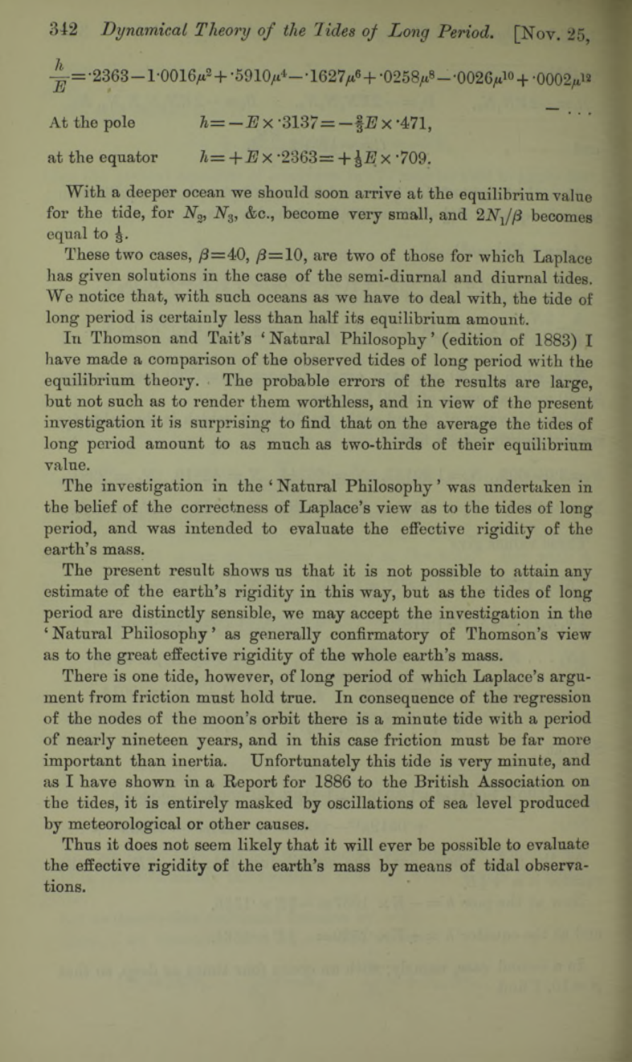$$\frac{h}{E} = \cdot 2363 - 1\cdot 0016\mu^2 + \cdot 5910\mu^4 - \cdot 1627\mu^6 + \cdot 0258\mu^8 - \cdot 0026\mu^{10} + \cdot 0002\mu^{12} - \ldots$$

At the pole $\quad h = -E \times \cdot 3137 = -\frac{2}{3}E \times \cdot 471,$

at the equator $\quad h = +E \times \cdot 2363 = +\frac{1}{3}E \times \cdot 709.$

With a deeper ocean we should soon arrive at the equilibrium value for the tide, for $N_2$, $N_3$, &c., become very small, and $2N_1/\beta$ becomes equal to $\frac{1}{3}$.

These two cases, $\beta = 40$, $\beta = 10$, are two of those for which Laplace has given solutions in the case of the semi-diurnal and diurnal tides. We notice that, with such oceans as we have to deal with, the tide of long period is certainly less than half its equilibrium amount.

In Thomson and Tait's 'Natural Philosophy' (edition of 1883) I have made a comparison of the observed tides of long period with the equilibrium theory. The probable errors of the results are large, but not such as to render them worthless, and in view of the present investigation it is surprising to find that on the average the tides of long period amount to as much as two-thirds of their equilibrium value.

The investigation in the 'Natural Philosophy' was undertaken in the belief of the correctness of Laplace's view as to the tides of long period, and was intended to evaluate the effective rigidity of the earth's mass.

The present result shows us that it is not possible to attain any estimate of the earth's rigidity in this way, but as the tides of long period are distinctly sensible, we may accept the investigation in the 'Natural Philosophy' as generally confirmatory of Thomson's view as to the great effective rigidity of the whole earth's mass.

There is one tide, however, of long period of which Laplace's argument from friction must hold true. In consequence of the regression of the nodes of the moon's orbit there is a minute tide with a period of nearly nineteen years, and in this case friction must be far more important than inertia. Unfortunately this tide is very minute, and as I have shown in a Report for 1886 to the British Association on the tides, it is entirely masked by oscillations of sea level produced by meteorological or other causes.

Thus it does not seem likely that it will ever be possible to evaluate the effective rigidity of the earth's mass by means of tidal observations.